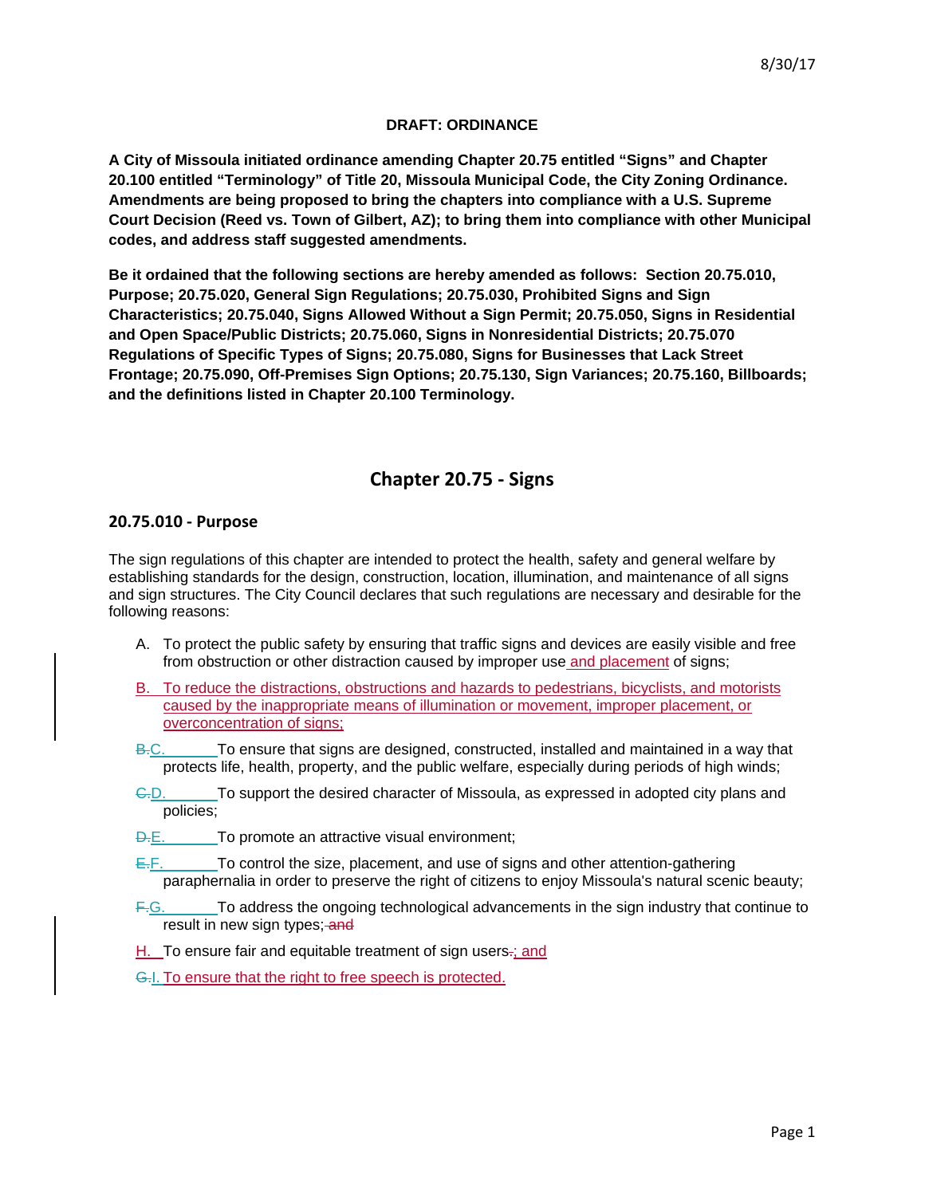**DRAFT: ORDINANCE**

**A City of Missoula initiated ordinance amending Chapter 20.75 entitled "Signs" and Chapter 20.100 entitled "Terminology" of Title 20, Missoula Municipal Code, the City Zoning Ordinance. Amendments are being proposed to bring the chapters into compliance with a U.S. Supreme Court Decision (Reed vs. Town of Gilbert, AZ); to bring them into compliance with other Municipal codes, and address staff suggested amendments.**

**Be it ordained that the following sections are hereby amended as follows: Section 20.75.010, Purpose; 20.75.020, General Sign Regulations; 20.75.030, Prohibited Signs and Sign Characteristics; 20.75.040, Signs Allowed Without a Sign Permit; 20.75.050, Signs in Residential and Open Space/Public Districts; 20.75.060, Signs in Nonresidential Districts; 20.75.070 Regulations of Specific Types of Signs; 20.75.080, Signs for Businesses that Lack Street Frontage; 20.75.090, Off-Premises Sign Options; 20.75.130, Sign Variances; 20.75.160, Billboards; and the definitions listed in Chapter 20.100 Terminology.**

# Chapter 20.75 - Signs

## 20.75.010 - Purpose

The sign regulations of this chapter are intended to protect the health, safety and general welfare by establishing standards for the design, construction, location, illumination, and maintenance of all signs and sign structures. The City Council declares that such regulations are necessary and desirable for the following reasons:

A. To protect the public safety by ensuring that traffic signs and devices are easily visible and free from obstruction or other distraction caused by improper use and placement of signs;

B. To reduce the distractions, obstructions and hazards to pedestrians, bicyclists, and motorists caused by the inappropriate means of illumination or movement, improper placement, or overconcentration of signs;

~~B.~~C. To ensure that signs are designed, constructed, installed and maintained in a way that protects life, health, property, and the public welfare, especially during periods of high winds;

~~C.~~D. To support the desired character of Missoula, as expressed in adopted city plans and policies;

~~D.~~E. To promote an attractive visual environment;

~~E.~~F. To control the size, placement, and use of signs and other attention-gathering paraphernalia in order to preserve the right of citizens to enjoy Missoula's natural scenic beauty;

~~F.~~G. To address the ongoing technological advancements in the sign industry that continue to result in new sign types; ~~and~~

H. To ensure fair and equitable treatment of sign users~~.~~; and

~~G.~~I. To ensure that the right to free speech is protected.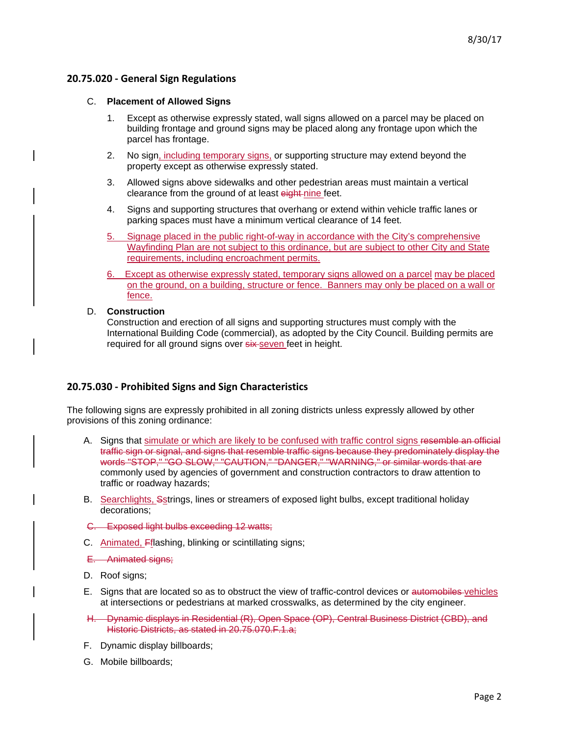## 20.75.020 - General Sign Regulations

C. **Placement of Allowed Signs**

1. Except as otherwise expressly stated, wall signs allowed on a parcel may be placed on building frontage and ground signs may be placed along any frontage upon which the parcel has frontage.

2. No sign~~,~~ including temporary signs, or supporting structure may extend beyond the property except as otherwise expressly stated.

3. Allowed signs above sidewalks and other pedestrian areas must maintain a vertical clearance from the ground of at least ~~eight~~ nine feet.

4. Signs and supporting structures that overhang or extend within vehicle traffic lanes or parking spaces must have a minimum vertical clearance of 14 feet.

5. Signage placed in the public right-of-way in accordance with the City's comprehensive Wayfinding Plan are not subject to this ordinance, but are subject to other City and State requirements, including encroachment permits.

6. Except as otherwise expressly stated, temporary signs allowed on a parcel may be placed on the ground, on a building, structure or fence. Banners may only be placed on a wall or fence.

D. **Construction**
Construction and erection of all signs and supporting structures must comply with the International Building Code (commercial), as adopted by the City Council. Building permits are required for all ground signs over ~~six~~ seven feet in height.

## 20.75.030 - Prohibited Signs and Sign Characteristics

The following signs are expressly prohibited in all zoning districts unless expressly allowed by other provisions of this zoning ordinance:

A. Signs that simulate or which are likely to be confused with traffic control signs ~~resemble an official traffic sign or signal, and signs that resemble traffic signs because they predominately display the words "STOP," "GO SLOW," "CAUTION," "DANGER," "WARNING," or similar words that are~~ commonly used by agencies of government and construction contractors to draw attention to traffic or roadway hazards;

B. Searchlights, ~~S~~strings, lines or streamers of exposed light bulbs, except traditional holiday decorations;

~~C. Exposed light bulbs exceeding 12 watts;~~

C. Animated, ~~F~~flashing, blinking or scintillating signs;

~~E. Animated signs;~~

D. Roof signs;

E. Signs that are located so as to obstruct the view of traffic-control devices or ~~automobiles~~ vehicles at intersections or pedestrians at marked crosswalks, as determined by the city engineer.

~~H. Dynamic displays in Residential (R), Open Space (OP), Central Business District (CBD), and Historic Districts, as stated in 20.75.070.F.1.a;~~

F. Dynamic display billboards;

G. Mobile billboards;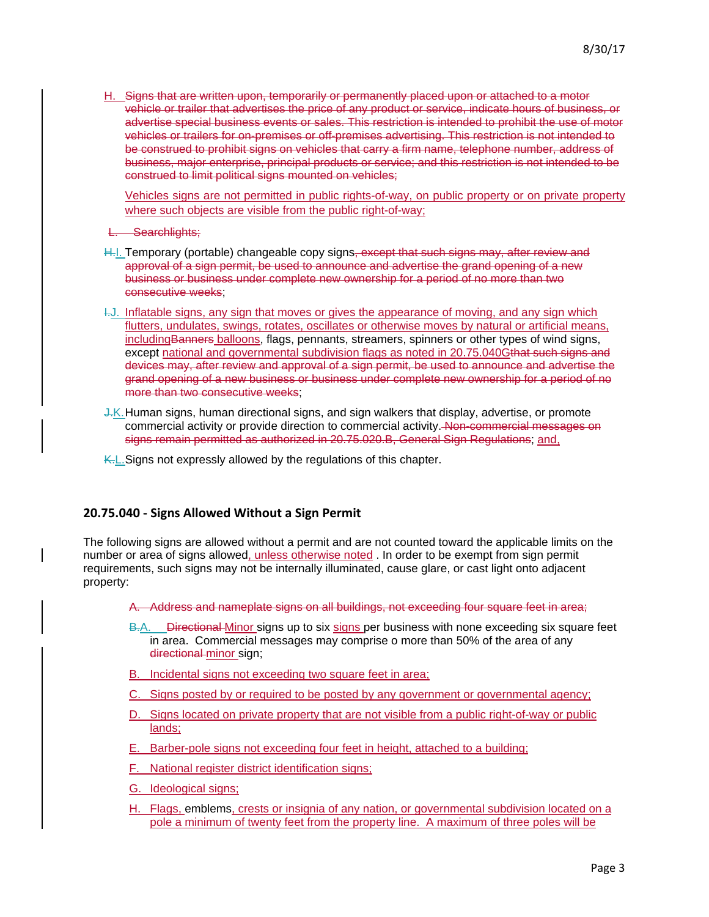H. ~~Signs that are written upon, temporarily or permanently placed upon or attached to a motor vehicle or trailer that advertises the price of any product or service, indicate hours of business, or advertise special business events or sales. This restriction is intended to prohibit the use of motor vehicles or trailers for on-premises or off-premises advertising. This restriction is not intended to be construed to prohibit signs on vehicles that carry a firm name, telephone number, address of business, major enterprise, principal products or service; and this restriction is not intended to be construed to limit political signs mounted on vehicles;~~

Vehicles signs are not permitted in public rights-of-way, on public property or on private property where such objects are visible from the public right-of-way;

~~L. Searchlights;~~

~~H.~~I. Temporary (portable) changeable copy signs~~, except that such signs may, after review and approval of a sign permit, be used to announce and advertise the grand opening of a new business or business under complete new ownership for a period of no more than two consecutive weeks~~;

~~I.~~J. Inflatable signs, any sign that moves or gives the appearance of moving, and any sign which flutters, undulates, swings, rotates, oscillates or otherwise moves by natural or artificial means, including~~Banners~~ balloons, flags, pennants, streamers, spinners or other types of wind signs, except national and governmental subdivision flags as noted in 20.75.040G~~that such signs and devices may, after review and approval of a sign permit, be used to announce and advertise the grand opening of a new business or business under complete new ownership for a period of no more than two consecutive weeks~~;

~~J.~~K. Human signs, human directional signs, and sign walkers that display, advertise, or promote commercial activity or provide direction to commercial activity. ~~Non-commercial messages on signs remain permitted as authorized in 20.75.020.B, General Sign Regulations~~; and,

~~K.~~L. Signs not expressly allowed by the regulations of this chapter.

## 20.75.040 - Signs Allowed Without a Sign Permit

The following signs are allowed without a permit and are not counted toward the applicable limits on the number or area of signs allowed, unless otherwise noted . In order to be exempt from sign permit requirements, such signs may not be internally illuminated, cause glare, or cast light onto adjacent property:

~~A. Address and nameplate signs on all buildings, not exceeding four square feet in area;~~

~~B.~~A. ~~Directional~~ Minor signs up to six signs per business with none exceeding six square feet in area. Commercial messages may comprise o more than 50% of the area of any ~~directional~~ minor sign;

B. Incidental signs not exceeding two square feet in area;

C. Signs posted by or required to be posted by any government or governmental agency;

D. Signs located on private property that are not visible from a public right-of-way or public lands;

E. Barber-pole signs not exceeding four feet in height, attached to a building;

F. National register district identification signs;

G. Ideological signs;

H. Flags, emblems, crests or insignia of any nation, or governmental subdivision located on a pole a minimum of twenty feet from the property line. A maximum of three poles will be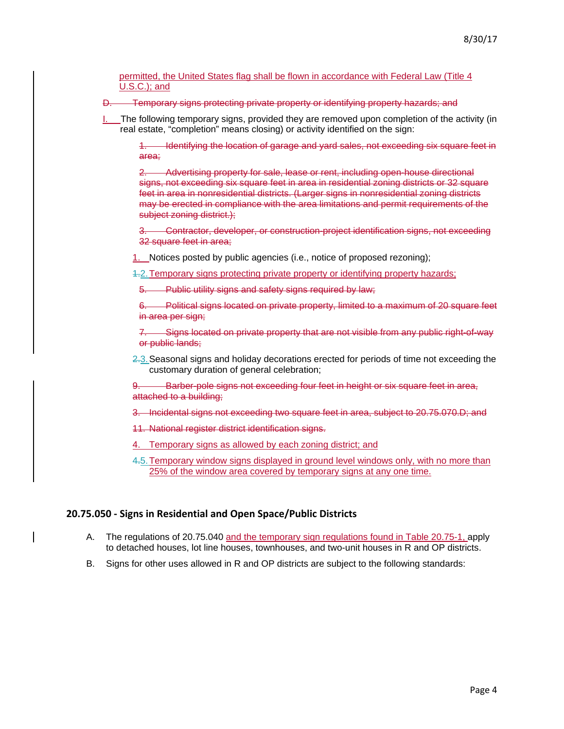permitted, the United States flag shall be flown in accordance with Federal Law (Title 4 U.S.C.); and

~~D. Temporary signs protecting private property or identifying property hazards; and~~

I. The following temporary signs, provided they are removed upon completion of the activity (in real estate, "completion" means closing) or activity identified on the sign:

~~1. Identifying the location of garage and yard sales, not exceeding six square feet in area;~~

~~2. Advertising property for sale, lease or rent, including open-house directional signs, not exceeding six square feet in area in residential zoning districts or 32 square feet in area in nonresidential districts. (Larger signs in nonresidential zoning districts may be erected in compliance with the area limitations and permit requirements of the subject zoning district.);~~

~~3. Contractor, developer, or construction-project identification signs, not exceeding 32 square feet in area;~~

1. Notices posted by public agencies (i.e., notice of proposed rezoning);

~~1.~~2. Temporary signs protecting private property or identifying property hazards;

~~5. Public utility signs and safety signs required by law;~~

~~6. Political signs located on private property, limited to a maximum of 20 square feet in area per sign;~~

~~7. Signs located on private property that are not visible from any public right-of-way or public lands;~~

~~2.~~3. Seasonal signs and holiday decorations erected for periods of time not exceeding the customary duration of general celebration;

~~9. Barber-pole signs not exceeding four feet in height or six square feet in area, attached to a building;~~

~~3. Incidental signs not exceeding two square feet in area, subject to 20.75.070.D; and~~

~~11. National register district identification signs.~~

4. Temporary signs as allowed by each zoning district; and

~~4.~~5. Temporary window signs displayed in ground level windows only, with no more than 25% of the window area covered by temporary signs at any one time.

### 20.75.050 - Signs in Residential and Open Space/Public Districts

A. The regulations of 20.75.040 and the temporary sign regulations found in Table 20.75-1, apply to detached houses, lot line houses, townhouses, and two-unit houses in R and OP districts.

B. Signs for other uses allowed in R and OP districts are subject to the following standards: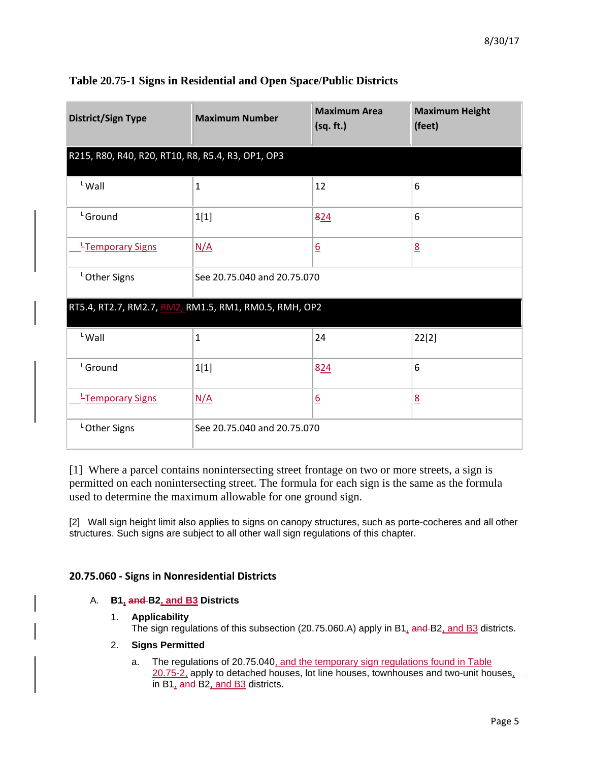### Table 20.75-1 Signs in Residential and Open Space/Public Districts

| District/Sign Type | Maximum Number | Maximum Area (sq. ft.) | Maximum Height (feet) |
|---|---|---|---|
| R215, R80, R40, R20, RT10, R8, R5.4, R3, OP1, OP3 | | | |
| └Wall | 1 | 12 | 6 |
| └Ground | 1[1] | ~~8~~24 | 6 |
| └Temporary Signs | N/A | 6 | 8 |
| └Other Signs | See 20.75.040 and 20.75.070 | | |
| RT5.4, RT2.7, RM2.7, RM2, RM1.5, RM1, RM0.5, RMH, OP2 | | | |
| └Wall | 1 | 24 | 22[2] |
| └Ground | 1[1] | ~~8~~24 | 6 |
| └Temporary Signs | N/A | 6 | 8 |
| └Other Signs | See 20.75.040 and 20.75.070 | | |

[1] Where a parcel contains nonintersecting street frontage on two or more streets, a sign is permitted on each nonintersecting street. The formula for each sign is the same as the formula used to determine the maximum allowable for one ground sign.

[2] Wall sign height limit also applies to signs on canopy structures, such as porte-cocheres and all other structures. Such signs are subject to all other wall sign regulations of this chapter.

## 20.75.060 - Signs in Nonresidential Districts

A. **B1, ~~and~~ B2, and B3 Districts**

1. **Applicability**
   The sign regulations of this subsection (20.75.060.A) apply in B1, ~~and~~ B2, and B3 districts.

2. **Signs Permitted**

   a. The regulations of 20.75.040, and the temporary sign regulations found in Table 20.75-2, apply to detached houses, lot line houses, townhouses and two-unit houses, in B1, ~~and~~ B2, and B3 districts.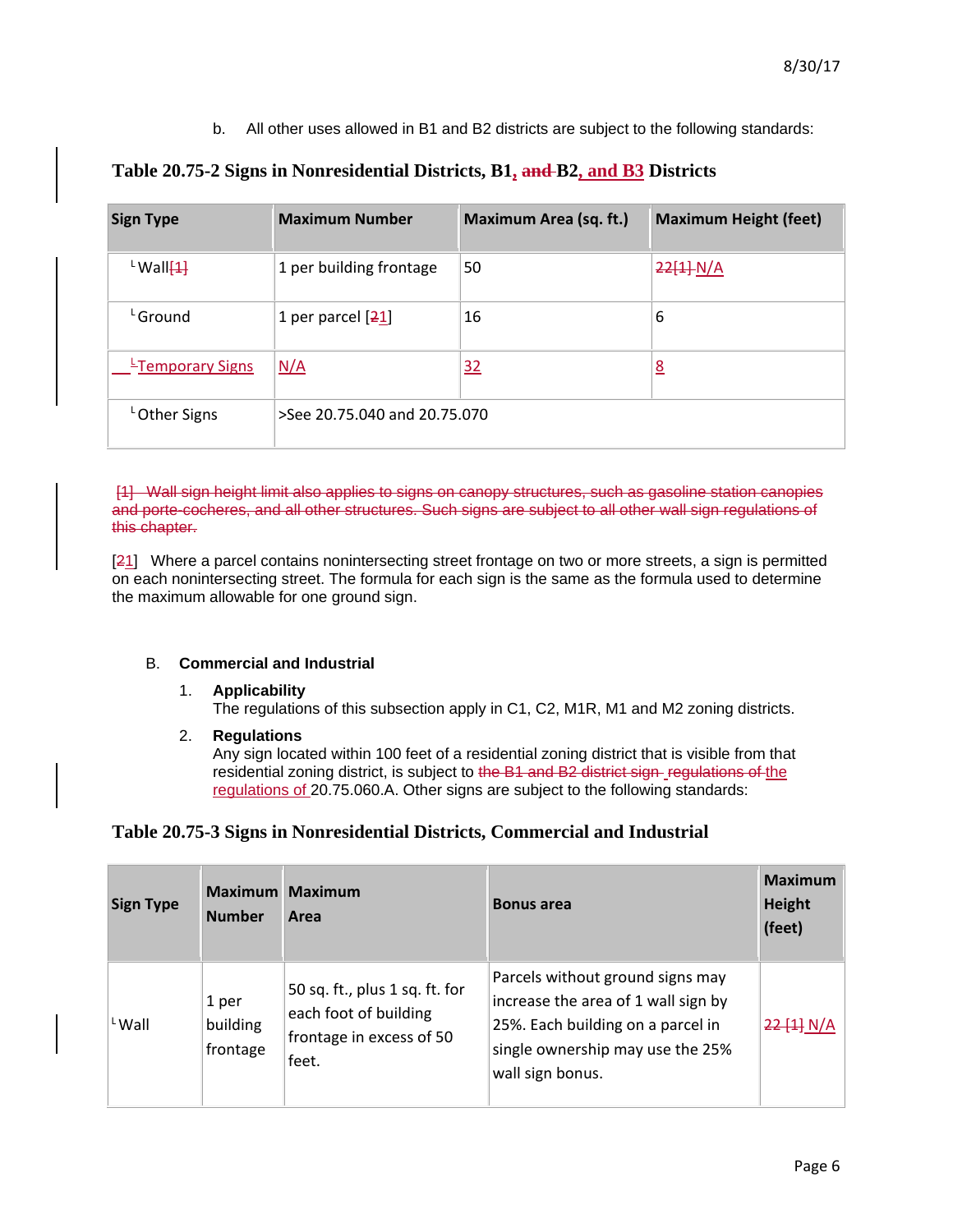b. All other uses allowed in B1 and B2 districts are subject to the following standards:

**Table 20.75-2 Signs in Nonresidential Districts, B1, and B2, and B3 Districts**

| Sign Type | Maximum Number | Maximum Area (sq. ft.) | Maximum Height (feet) |
|---|---|---|---|
| └Wall[1] | 1 per building frontage | 50 | 22[1] N/A |
| └Ground | 1 per parcel [21] | 16 | 6 |
| └Temporary Signs | N/A | 32 | 8 |
| └Other Signs | >See 20.75.040 and 20.75.070 | | |

[1] Wall sign height limit also applies to signs on canopy structures, such as gasoline station canopies and porte-cocheres, and all other structures. Such signs are subject to all other wall sign regulations of this chapter.

[21] Where a parcel contains nonintersecting street frontage on two or more streets, a sign is permitted on each nonintersecting street. The formula for each sign is the same as the formula used to determine the maximum allowable for one ground sign.

B. **Commercial and Industrial**

1. **Applicability**
The regulations of this subsection apply in C1, C2, M1R, M1 and M2 zoning districts.

2. **Regulations**
Any sign located within 100 feet of a residential zoning district that is visible from that residential zoning district, is subject to the B1 and B2 district sign regulations of the regulations of 20.75.060.A. Other signs are subject to the following standards:

**Table 20.75-3 Signs in Nonresidential Districts, Commercial and Industrial**

| Sign Type | Maximum Number | Maximum Area | Bonus area | Maximum Height (feet) |
|---|---|---|---|---|
| └Wall | 1 per building frontage | 50 sq. ft., plus 1 sq. ft. for each foot of building frontage in excess of 50 feet. | Parcels without ground signs may increase the area of 1 wall sign by 25%. Each building on a parcel in single ownership may use the 25% wall sign bonus. | 22 [1] N/A |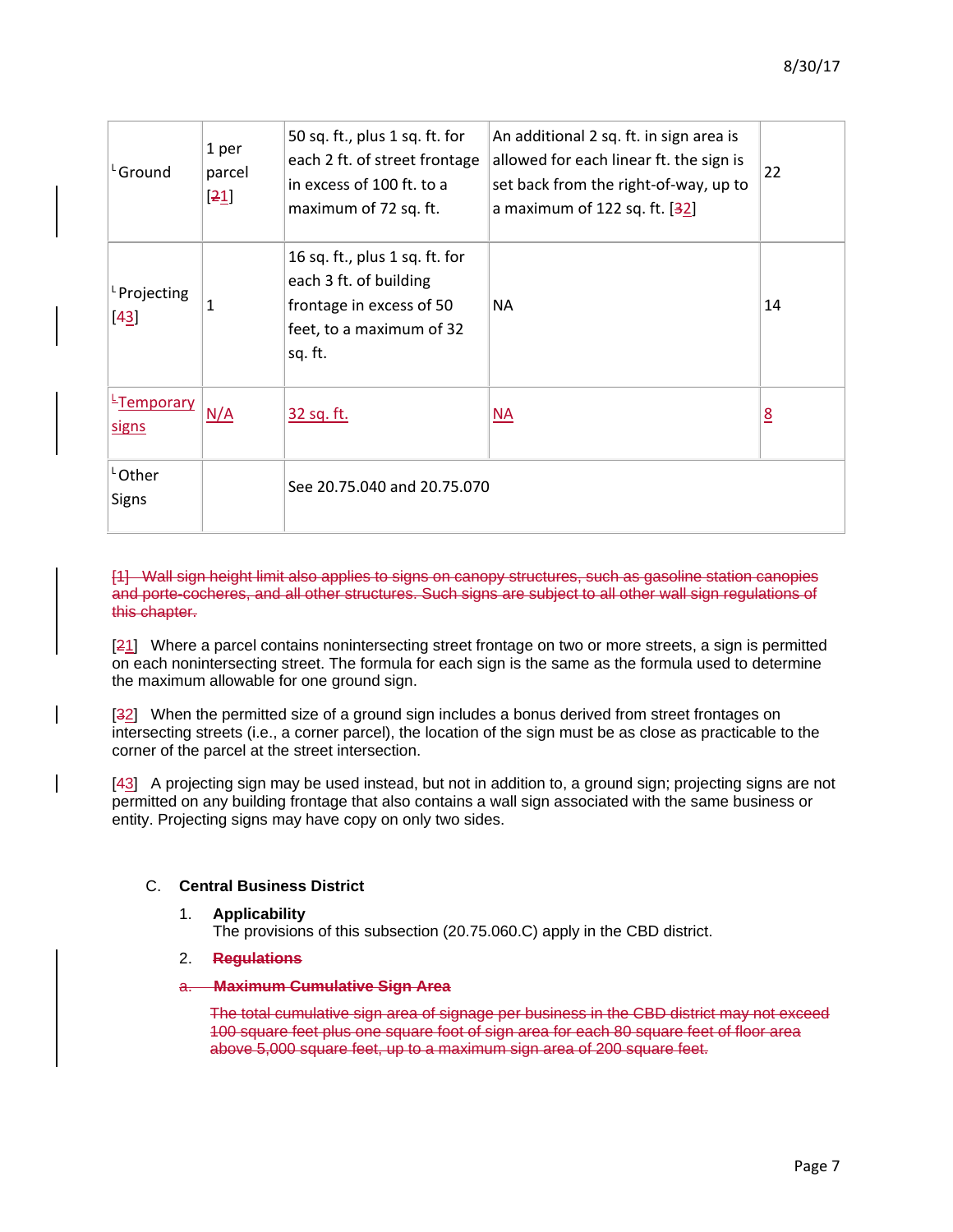| | | | | |
|---|---|---|---|---|
| Ground | 1 per parcel [21] | 50 sq. ft., plus 1 sq. ft. for each 2 ft. of street frontage in excess of 100 ft. to a maximum of 72 sq. ft. | An additional 2 sq. ft. in sign area is allowed for each linear ft. the sign is set back from the right-of-way, up to a maximum of 122 sq. ft. [32] | 22 |
| Projecting [43] | 1 | 16 sq. ft., plus 1 sq. ft. for each 3 ft. of building frontage in excess of 50 feet, to a maximum of 32 sq. ft. | NA | 14 |
| Temporary signs | N/A | 32 sq. ft. | NA | 8 |
| Other Signs | | See 20.75.040 and 20.75.070 | | |

~~[1] Wall sign height limit also applies to signs on canopy structures, such as gasoline station canopies and porte-cocheres, and all other structures. Such signs are subject to all other wall sign regulations of this chapter.~~

[21] Where a parcel contains nonintersecting street frontage on two or more streets, a sign is permitted on each nonintersecting street. The formula for each sign is the same as the formula used to determine the maximum allowable for one ground sign.

[32] When the permitted size of a ground sign includes a bonus derived from street frontages on intersecting streets (i.e., a corner parcel), the location of the sign must be as close as practicable to the corner of the parcel at the street intersection.

[43] A projecting sign may be used instead, but not in addition to, a ground sign; projecting signs are not permitted on any building frontage that also contains a wall sign associated with the same business or entity. Projecting signs may have copy on only two sides.

C. **Central Business District**

1. **Applicability**
   The provisions of this subsection (20.75.060.C) apply in the CBD district.

2. ~~**Regulations**~~

~~a. **Maximum Cumulative Sign Area**~~

~~The total cumulative sign area of signage per business in the CBD district may not exceed 100 square feet plus one square foot of sign area for each 80 square feet of floor area above 5,000 square feet, up to a maximum sign area of 200 square feet.~~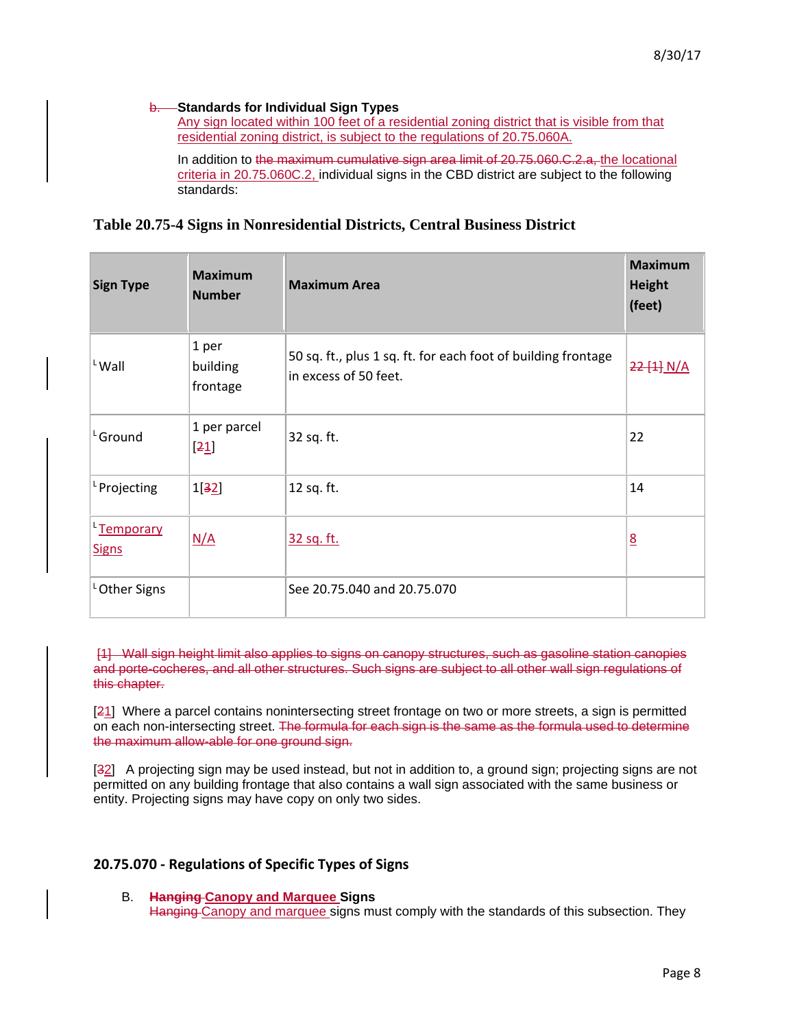b. **Standards for Individual Sign Types**

Any sign located within 100 feet of a residential zoning district that is visible from that residential zoning district, is subject to the regulations of 20.75.060A.

In addition to the maximum cumulative sign area limit of 20.75.060.C.2.a, the locational criteria in 20.75.060C.2, individual signs in the CBD district are subject to the following standards:

### Table 20.75-4 Signs in Nonresidential Districts, Central Business District

| Sign Type | Maximum Number | Maximum Area | Maximum Height (feet) |
|---|---|---|---|
| Wall | 1 per building frontage | 50 sq. ft., plus 1 sq. ft. for each foot of building frontage in excess of 50 feet. | 22 [1] N/A |
| Ground | 1 per parcel [21] | 32 sq. ft. | 22 |
| Projecting | 1[32] | 12 sq. ft. | 14 |
| Temporary Signs | N/A | 32 sq. ft. | 8 |
| Other Signs | | See 20.75.040 and 20.75.070 | |

[1] Wall sign height limit also applies to signs on canopy structures, such as gasoline station canopies and porte-cocheres, and all other structures. Such signs are subject to all other wall sign regulations of this chapter.

[21] Where a parcel contains nonintersecting street frontage on two or more streets, a sign is permitted on each non-intersecting street. The formula for each sign is the same as the formula used to determine the maximum allow-able for one ground sign.

[32] A projecting sign may be used instead, but not in addition to, a ground sign; projecting signs are not permitted on any building frontage that also contains a wall sign associated with the same business or entity. Projecting signs may have copy on only two sides.

## 20.75.070 - Regulations of Specific Types of Signs

B. **Hanging Canopy and Marquee Signs**

Hanging Canopy and marquee signs must comply with the standards of this subsection. They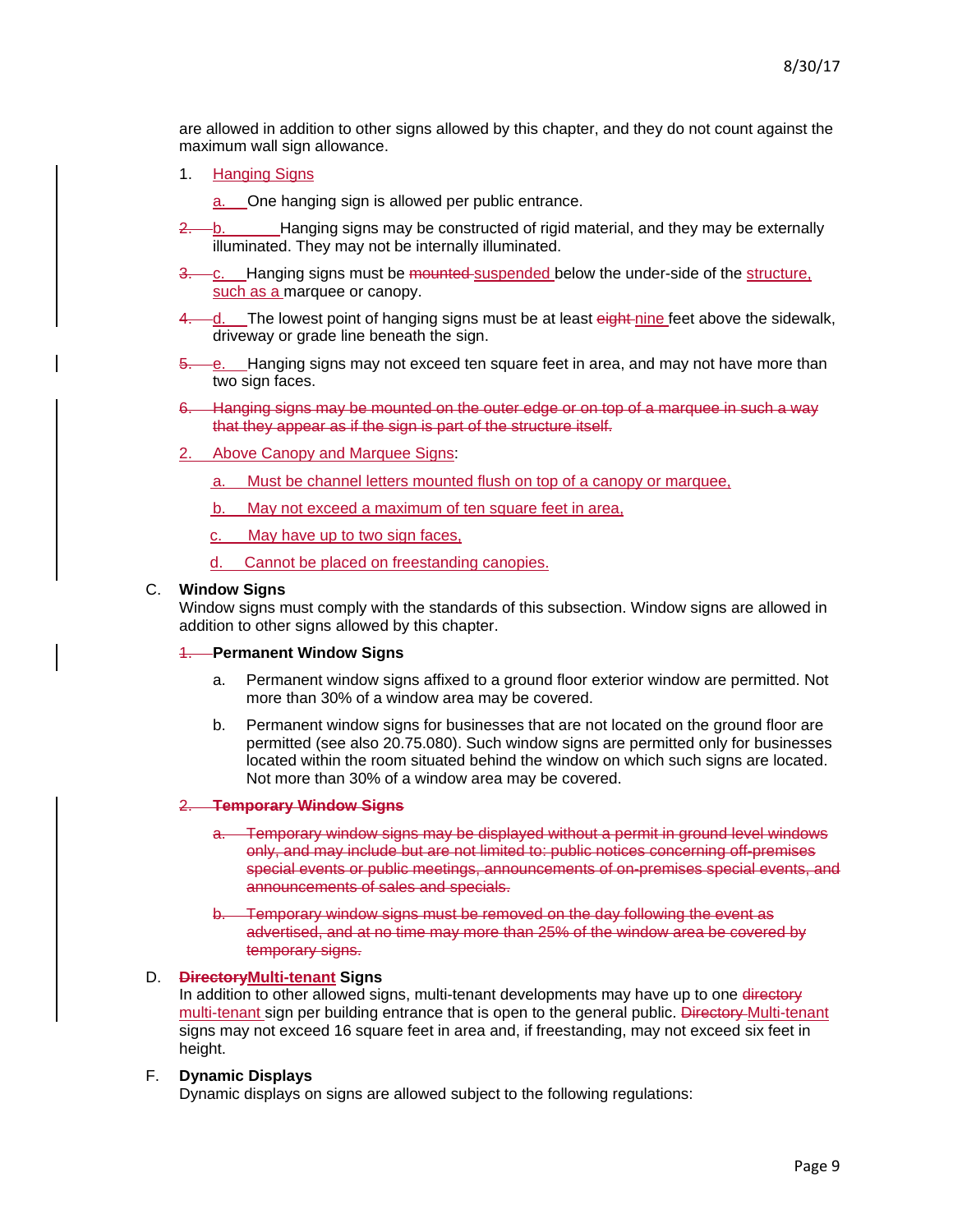are allowed in addition to other signs allowed by this chapter, and they do not count against the maximum wall sign allowance.

1. Hanging Signs

   a. One hanging sign is allowed per public entrance.

   ~~2.~~ b. Hanging signs may be constructed of rigid material, and they may be externally illuminated. They may not be internally illuminated.

   ~~3.~~ c. Hanging signs must be ~~mounted~~ suspended below the under-side of the structure, such as a marquee or canopy.

   ~~4.~~ d. The lowest point of hanging signs must be at least ~~eight~~ nine feet above the sidewalk, driveway or grade line beneath the sign.

   ~~5.~~ e. Hanging signs may not exceed ten square feet in area, and may not have more than two sign faces.

~~6. Hanging signs may be mounted on the outer edge or on top of a marquee in such a way that they appear as if the sign is part of the structure itself.~~

2. Above Canopy and Marquee Signs:

   a. Must be channel letters mounted flush on top of a canopy or marquee,

   b. May not exceed a maximum of ten square feet in area,

   c. May have up to two sign faces,

   d. Cannot be placed on freestanding canopies.

C. **Window Signs**

Window signs must comply with the standards of this subsection. Window signs are allowed in addition to other signs allowed by this chapter.

~~1.~~ **Permanent Window Signs**

a. Permanent window signs affixed to a ground floor exterior window are permitted. Not more than 30% of a window area may be covered.

b. Permanent window signs for businesses that are not located on the ground floor are permitted (see also 20.75.080). Such window signs are permitted only for businesses located within the room situated behind the window on which such signs are located. Not more than 30% of a window area may be covered.

~~2. **Temporary Window Signs**~~

~~a. Temporary window signs may be displayed without a permit in ground level windows only, and may include but are not limited to: public notices concerning off-premises special events or public meetings, announcements of on-premises special events, and announcements of sales and specials.~~

~~b. Temporary window signs must be removed on the day following the event as advertised, and at no time may more than 25% of the window area be covered by temporary signs.~~

D. **~~Directory~~Multi-tenant Signs**

In addition to other allowed signs, multi-tenant developments may have up to one ~~directory~~ multi-tenant sign per building entrance that is open to the general public. ~~Directory~~ Multi-tenant signs may not exceed 16 square feet in area and, if freestanding, may not exceed six feet in height.

F. **Dynamic Displays**

Dynamic displays on signs are allowed subject to the following regulations: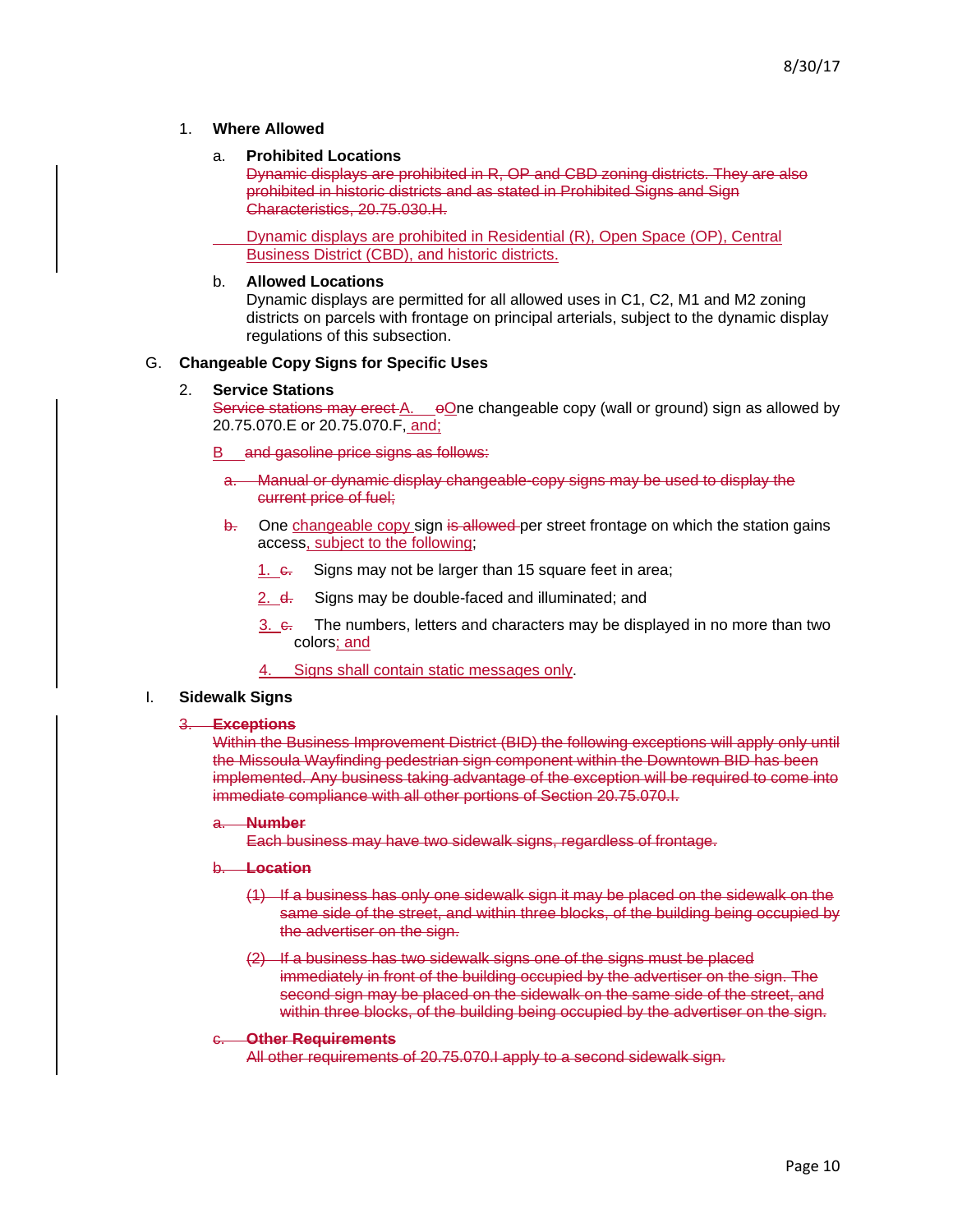1. **Where Allowed**

   a. **Prohibited Locations**

   ~~Dynamic displays are prohibited in R, OP and CBD zoning districts. They are also prohibited in historic districts and as stated in Prohibited Signs and Sign Characteristics, 20.75.030.H.~~

   Dynamic displays are prohibited in Residential (R), Open Space (OP), Central Business District (CBD), and historic districts.

   b. **Allowed Locations**

   Dynamic displays are permitted for all allowed uses in C1, C2, M1 and M2 zoning districts on parcels with frontage on principal arterials, subject to the dynamic display regulations of this subsection.

G. **Changeable Copy Signs for Specific Uses**

2. **Service Stations**

   ~~Service stations may erect A.~~ ~~o~~One changeable copy (wall or ground) sign as allowed by 20.75.070.E or 20.75.070.F, and;

   ~~B and gasoline price signs as follows:~~

   ~~a. Manual or dynamic display changeable-copy signs may be used to display the current price of fuel;~~

   ~~b.~~ One changeable copy sign ~~is allowed~~ per street frontage on which the station gains access, subject to the following;

   1. ~~c.~~ Signs may not be larger than 15 square feet in area;
   2. ~~d.~~ Signs may be double-faced and illuminated; and
   3. ~~e.~~ The numbers, letters and characters may be displayed in no more than two colors; and
   4. Signs shall contain static messages only.

I. **Sidewalk Signs**

~~3. **Exceptions**~~

~~Within the Business Improvement District (BID) the following exceptions will apply only until the Missoula Wayfinding pedestrian sign component within the Downtown BID has been implemented. Any business taking advantage of the exception will be required to come into immediate compliance with all other portions of Section 20.75.070.I.~~

~~a. **Number**~~

~~Each business may have two sidewalk signs, regardless of frontage.~~

~~b. **Location**~~

~~(1) If a business has only one sidewalk sign it may be placed on the sidewalk on the same side of the street, and within three blocks, of the building being occupied by the advertiser on the sign.~~

~~(2) If a business has two sidewalk signs one of the signs must be placed immediately in front of the building occupied by the advertiser on the sign. The second sign may be placed on the sidewalk on the same side of the street, and within three blocks, of the building being occupied by the advertiser on the sign.~~

~~c. **Other Requirements**~~

~~All other requirements of 20.75.070.I apply to a second sidewalk sign.~~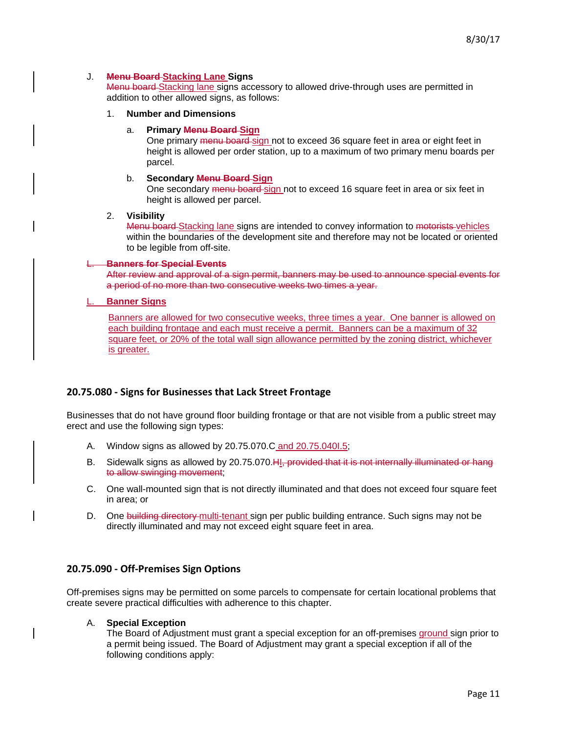J. **~~Menu Board~~ Stacking Lane Signs**
~~Menu board~~ Stacking lane signs accessory to allowed drive-through uses are permitted in addition to other allowed signs, as follows:

1. **Number and Dimensions**

   a. **Primary ~~Menu Board~~ Sign**
   One primary ~~menu board~~ sign not to exceed 36 square feet in area or eight feet in height is allowed per order station, up to a maximum of two primary menu boards per parcel.

   b. **Secondary ~~Menu Board~~ Sign**
   One secondary ~~menu board~~ sign not to exceed 16 square feet in area or six feet in height is allowed per parcel.

2. **Visibility**
~~Menu board~~ Stacking lane signs are intended to convey information to ~~motorists~~ vehicles within the boundaries of the development site and therefore may not be located or oriented to be legible from off-site.

~~L. **Banners for Special Events**~~
~~After review and approval of a sign permit, banners may be used to announce special events for a period of no more than two consecutive weeks two times a year.~~

L. **Banner Signs**

Banners are allowed for two consecutive weeks, three times a year. One banner is allowed on each building frontage and each must receive a permit. Banners can be a maximum of 32 square feet, or 20% of the total wall sign allowance permitted by the zoning district, whichever is greater.

## 20.75.080 - Signs for Businesses that Lack Street Frontage

Businesses that do not have ground floor building frontage or that are not visible from a public street may erect and use the following sign types:

A. Window signs as allowed by 20.75.070.C and 20.75.040I.5;

B. Sidewalk signs as allowed by 20.75.070.~~H~~I~~, provided that it is not internally illuminated or hang to allow swinging movement~~;

C. One wall-mounted sign that is not directly illuminated and that does not exceed four square feet in area; or

D. One ~~building directory~~ multi-tenant sign per public building entrance. Such signs may not be directly illuminated and may not exceed eight square feet in area.

## 20.75.090 - Off-Premises Sign Options

Off-premises signs may be permitted on some parcels to compensate for certain locational problems that create severe practical difficulties with adherence to this chapter.

A. **Special Exception**
The Board of Adjustment must grant a special exception for an off-premises ground sign prior to a permit being issued. The Board of Adjustment may grant a special exception if all of the following conditions apply: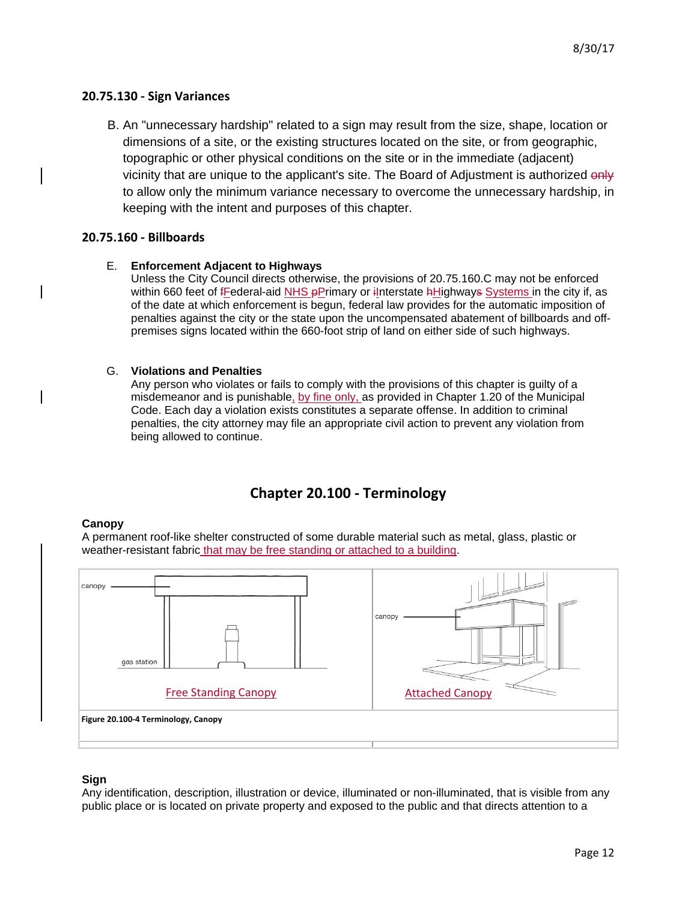## 20.75.130 - Sign Variances

B. An "unnecessary hardship" related to a sign may result from the size, shape, location or dimensions of a site, or the existing structures located on the site, or from geographic, topographic or other physical conditions on the site or in the immediate (adjacent) vicinity that are unique to the applicant's site. The Board of Adjustment is authorized ~~only~~ to allow only the minimum variance necessary to overcome the unnecessary hardship, in keeping with the intent and purposes of this chapter.

## 20.75.160 - Billboards

E. **Enforcement Adjacent to Highways**
Unless the City Council directs otherwise, the provisions of 20.75.160.C may not be enforced within 660 feet of ~~f~~Federal-aid NHS ~~p~~Primary or ~~i~~Interstate ~~h~~Highway~~s~~ Systems in the city if, as of the date at which enforcement is begun, federal law provides for the automatic imposition of penalties against the city or the state upon the uncompensated abatement of billboards and off-premises signs located within the 660-foot strip of land on either side of such highways.

G. **Violations and Penalties**
Any person who violates or fails to comply with the provisions of this chapter is guilty of a misdemeanor and is punishable, by fine only, as provided in Chapter 1.20 of the Municipal Code. Each day a violation exists constitutes a separate offense. In addition to criminal penalties, the city attorney may file an appropriate civil action to prevent any violation from being allowed to continue.

# Chapter 20.100 - Terminology

**Canopy**
A permanent roof-like shelter constructed of some durable material such as metal, glass, plastic or weather-resistant fabric that may be free standing or attached to a building.

| Free Standing Canopy | Attached Canopy |
|---|---|

**Figure 20.100-4 Terminology, Canopy**

**Sign**
Any identification, description, illustration or device, illuminated or non-illuminated, that is visible from any public place or is located on private property and exposed to the public and that directs attention to a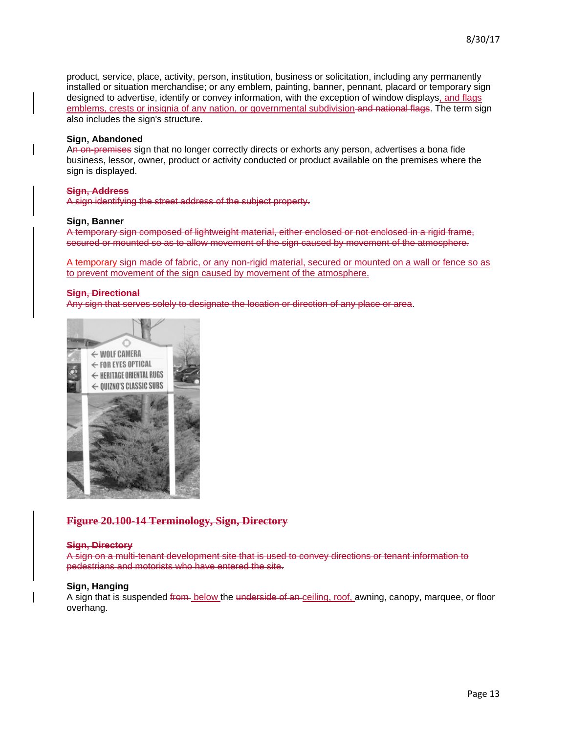product, service, place, activity, person, institution, business or solicitation, including any permanently installed or situation merchandise; or any emblem, painting, banner, pennant, placard or temporary sign designed to advertise, identify or convey information, with the exception of window displays, and flags emblems, crests or insignia of any nation, or governmental subdivision ~~and national flags~~. The term sign also includes the sign's structure.

**Sign, Abandoned**
A~~n on-premises~~ sign that no longer correctly directs or exhorts any person, advertises a bona fide business, lessor, owner, product or activity conducted or product available on the premises where the sign is displayed.

~~**Sign, Address**~~
~~A sign identifying the street address of the subject property.~~

**Sign, Banner**
~~A temporary sign composed of lightweight material, either enclosed or not enclosed in a rigid frame, secured or mounted so as to allow movement of the sign caused by movement of the atmosphere.~~

A temporary sign made of fabric, or any non-rigid material, secured or mounted on a wall or fence so as to prevent movement of the sign caused by movement of the atmosphere.

~~**Sign, Directional**~~
~~Any sign that serves solely to designate the location or direction of any place or area~~.

~~**Figure 20.100-14 Terminology, Sign, Directory**~~

~~**Sign, Directory**~~
~~A sign on a multi-tenant development site that is used to convey directions or tenant information to pedestrians and motorists who have entered the site.~~

**Sign, Hanging**
A sign that is suspended ~~from~~ below the ~~underside of an~~ ceiling, roof, awning, canopy, marquee, or floor overhang.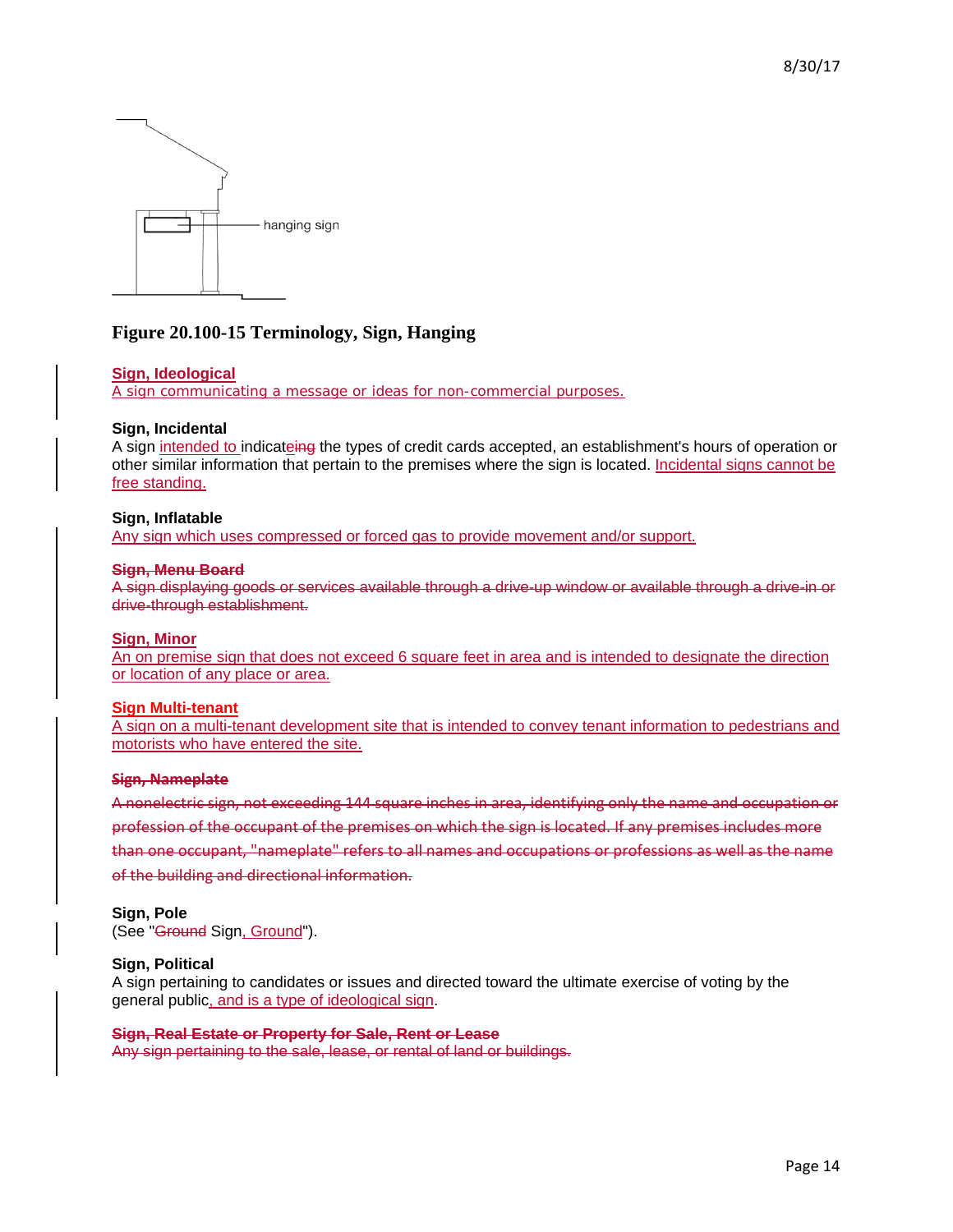**Figure 20.100-15 Terminology, Sign, Hanging**

**Sign, Ideological**
A sign communicating a message or ideas for non-commercial purposes.

**Sign, Incidental**
A sign intended to indicate~~ing~~ the types of credit cards accepted, an establishment's hours of operation or other similar information that pertain to the premises where the sign is located. Incidental signs cannot be free standing.

**Sign, Inflatable**
Any sign which uses compressed or forced gas to provide movement and/or support.

~~**Sign, Menu Board**~~
~~A sign displaying goods or services available through a drive-up window or available through a drive-in or drive-through establishment.~~

**Sign, Minor**
An on premise sign that does not exceed 6 square feet in area and is intended to designate the direction or location of any place or area.

**Sign Multi-tenant**
A sign on a multi-tenant development site that is intended to convey tenant information to pedestrians and motorists who have entered the site.

~~**Sign, Nameplate**~~

~~A nonelectric sign, not exceeding 144 square inches in area, identifying only the name and occupation or profession of the occupant of the premises on which the sign is located. If any premises includes more than one occupant, "nameplate" refers to all names and occupations or professions as well as the name of the building and directional information.~~

**Sign, Pole**
(See "~~Ground~~ Sign, Ground").

**Sign, Political**
A sign pertaining to candidates or issues and directed toward the ultimate exercise of voting by the general public, and is a type of ideological sign.

~~**Sign, Real Estate or Property for Sale, Rent or Lease**~~
~~Any sign pertaining to the sale, lease, or rental of land or buildings.~~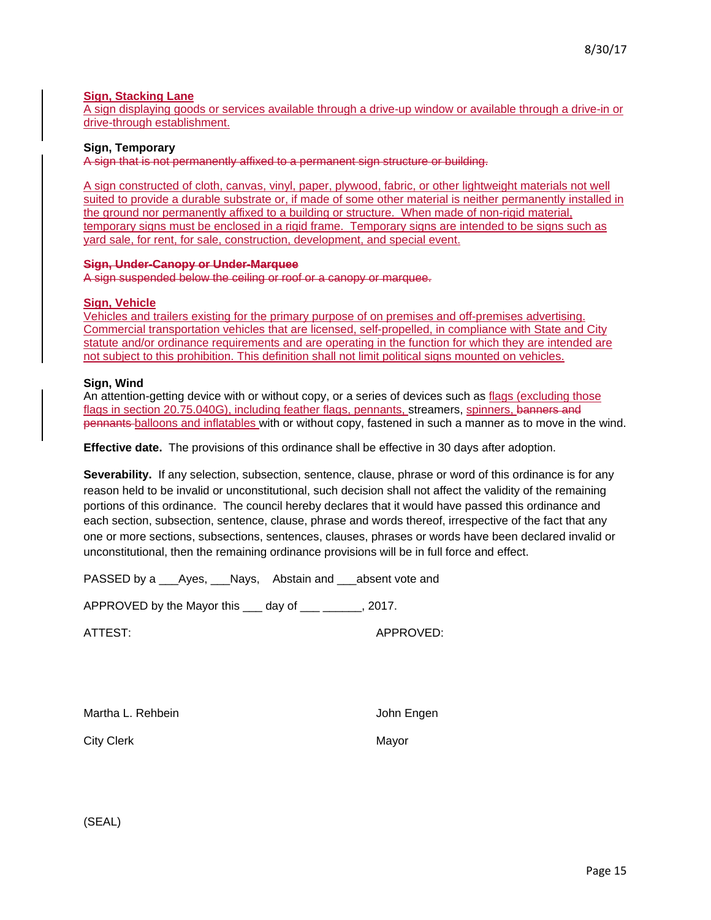**Sign, Stacking Lane**
A sign displaying goods or services available through a drive-up window or available through a drive-in or drive-through establishment.

**Sign, Temporary**
~~A sign that is not permanently affixed to a permanent sign structure or building.~~

A sign constructed of cloth, canvas, vinyl, paper, plywood, fabric, or other lightweight materials not well suited to provide a durable substrate or, if made of some other material is neither permanently installed in the ground nor permanently affixed to a building or structure. When made of non-rigid material, temporary signs must be enclosed in a rigid frame. Temporary signs are intended to be signs such as yard sale, for rent, for sale, construction, development, and special event.

~~**Sign, Under-Canopy or Under-Marquee**~~
~~A sign suspended below the ceiling or roof or a canopy or marquee.~~

**Sign, Vehicle**
Vehicles and trailers existing for the primary purpose of on premises and off-premises advertising. Commercial transportation vehicles that are licensed, self-propelled, in compliance with State and City statute and/or ordinance requirements and are operating in the function for which they are intended are not subject to this prohibition. This definition shall not limit political signs mounted on vehicles.

**Sign, Wind**
An attention-getting device with or without copy, or a series of devices such as flags (excluding those flags in section 20.75.040G), including feather flags, pennants, streamers, spinners, ~~banners and pennants~~ balloons and inflatables with or without copy, fastened in such a manner as to move in the wind.

**Effective date.** The provisions of this ordinance shall be effective in 30 days after adoption.

**Severability.** If any selection, subsection, sentence, clause, phrase or word of this ordinance is for any reason held to be invalid or unconstitutional, such decision shall not affect the validity of the remaining portions of this ordinance. The council hereby declares that it would have passed this ordinance and each section, subsection, sentence, clause, phrase and words thereof, irrespective of the fact that any one or more sections, subsections, sentences, clauses, phrases or words have been declared invalid or unconstitutional, then the remaining ordinance provisions will be in full force and effect.

PASSED by a ___Ayes, ___Nays, Abstain and ___absent vote and

APPROVED by the Mayor this ___ day of ___ ______, 2017.

ATTEST: APPROVED:

Martha L. Rehbein
City Clerk

John Engen
Mayor

(SEAL)